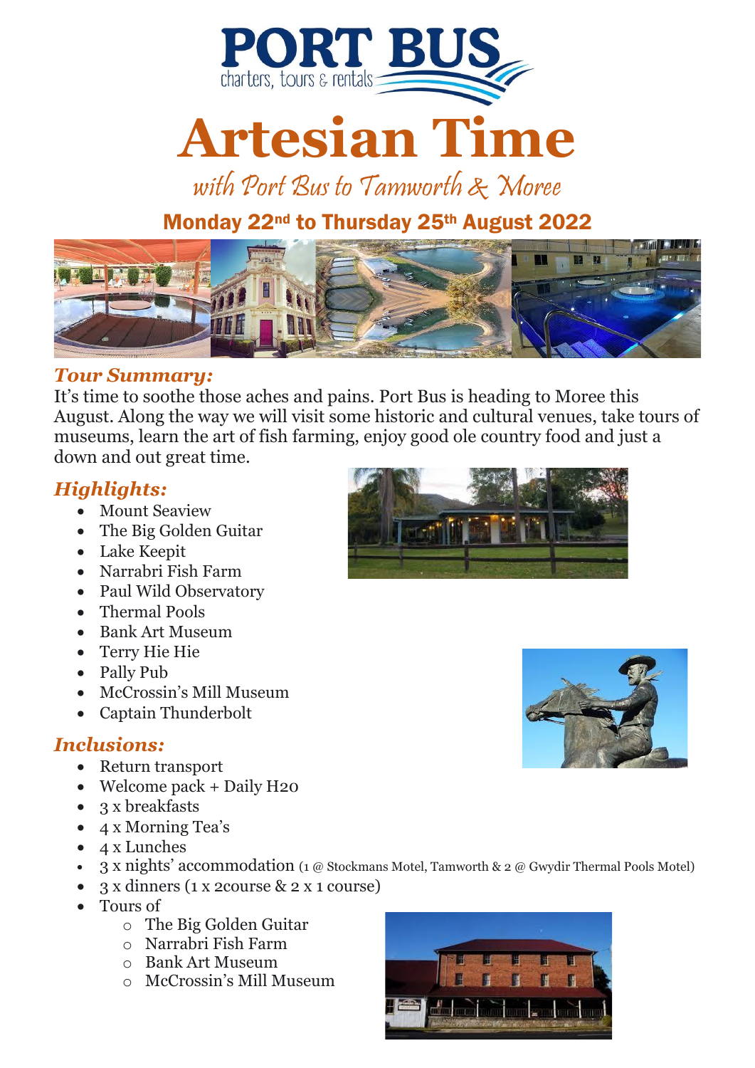# PORT BUS

charters, tours & rentals

# Artesian Time

*with Port Bus to Tamworth & Moree*

## Monday 22nd to Thursday 25th August 2022

### *Tour Summary:*

It's time to soothe those aches and pains. Port Bus is heading to Moree this August. Along the way we will visit some historic and cultural venues, take tours of museums, learn the art of fish farming, enjoy good ole country food and just a down and out great time.

### *Highlights:*

- Mount Seaview
- The Big Golden Guitar
- Lake Keepit
- Narrabri Fish Farm
- Paul Wild Observatory
- Thermal Pools
- Bank Art Museum
- Terry Hie Hie
- Pally Pub
- McCrossin's Mill Museum
- Captain Thunderbolt

### *Inclusions:*

- Return transport
- Welcome pack + Daily H2o
- 3 x breakfasts
- 4 x Morning Tea's
- 4 x Lunches
- 3 x nights' accommodation (1 @ Stockmans Motel, Tamworth & 2 @ Gwydir Thermal Pools Motel)
- 3 x dinners (1 x 2course & 2 x 1 course)
- Tours of
  - The Big Golden Guitar
  - Narrabri Fish Farm
  - Bank Art Museum
  - McCrossin's Mill Museum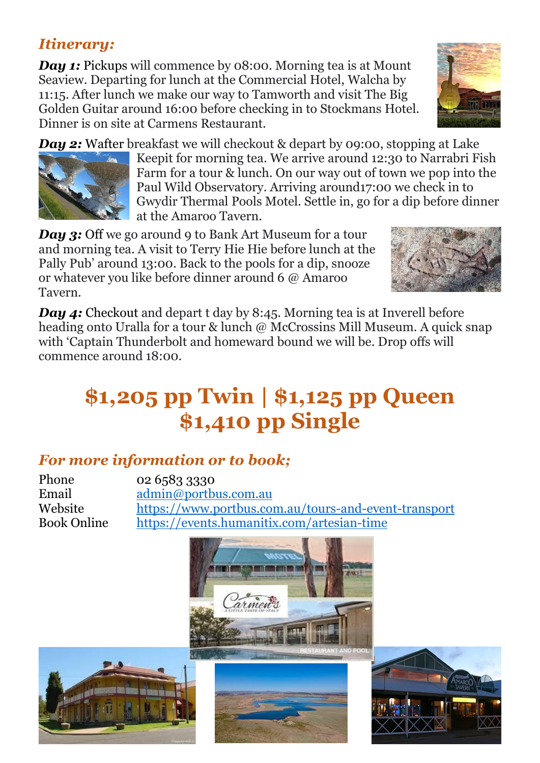## *Itinerary:*

***Day 1:*** Pickups will commence by 08:00. Morning tea is at Mount Seaview. Departing for lunch at the Commercial Hotel, Walcha by 11:15. After lunch we make our way to Tamworth and visit The Big Golden Guitar around 16:00 before checking in to Stockmans Hotel. Dinner is on site at Carmens Restaurant.

***Day 2:*** Wafter breakfast we will checkout & depart by 09:00, stopping at Lake Keepit for morning tea. We arrive around 12:30 to Narrabri Fish Farm for a tour & lunch. On our way out of town we pop into the Paul Wild Observatory. Arriving around17:00 we check in to Gwydir Thermal Pools Motel. Settle in, go for a dip before dinner at the Amaroo Tavern.

***Day 3:*** Off we go around 9 to Bank Art Museum for a tour and morning tea. A visit to Terry Hie Hie before lunch at the Pally Pub' around 13:00. Back to the pools for a dip, snooze or whatever you like before dinner around 6 @ Amaroo Tavern.

***Day 4:*** Checkout and depart t day by 8:45. Morning tea is at Inverell before heading onto Uralla for a tour & lunch @ McCrossins Mill Museum. A quick snap with 'Captain Thunderbolt and homeward bound we will be. Drop offs will commence around 18:00.

# $1,205 pp Twin | $1,125 pp Queen
# $1,410 pp Single

## *For more information or to book;*

| | |
|---|---|
| Phone | 02 6583 3330 |
| Email | admin@portbus.com.au |
| Website | https://www.portbus.com.au/tours-and-event-transport |
| Book Online | https://events.humanitix.com/artesian-time |